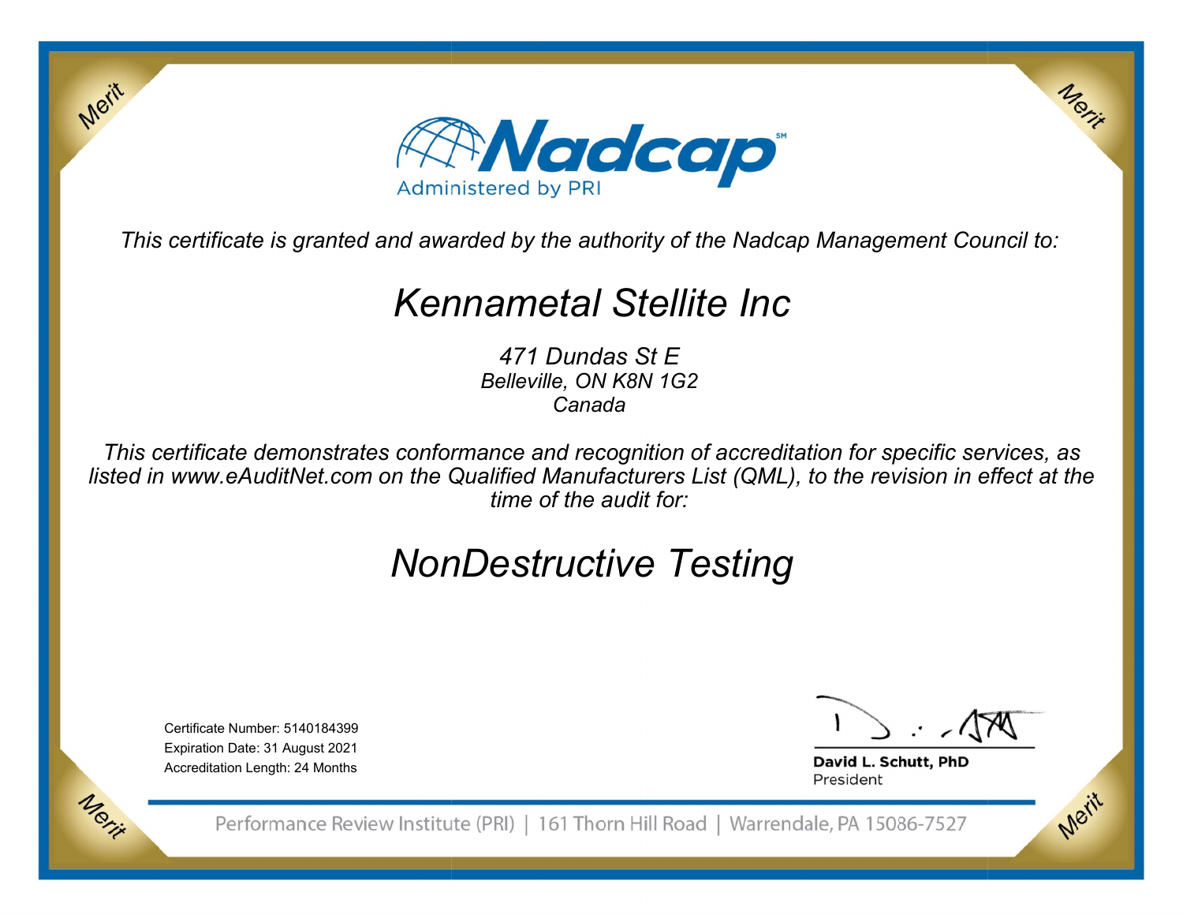# Nadcap

Administered by PRI

*This certificate is granted and awarded by the authority of the Nadcap Management Council to:*

## *Kennametal Stellite Inc*

*471 Dundas St E*
*Belleville, ON K8N 1G2*
*Canada*

*This certificate demonstrates conformance and recognition of accreditation for specific services, as listed in www.eAuditNet.com on the Qualified Manufacturers List (QML), to the revision in effect at the time of the audit for:*

## *NonDestructive Testing*

Certificate Number: 5140184399
Expiration Date: 31 August 2021
Accreditation Length: 24 Months

**David L. Schutt, PhD**
President

Performance Review Institute (PRI) | 161 Thorn Hill Road | Warrendale, PA 15086-7527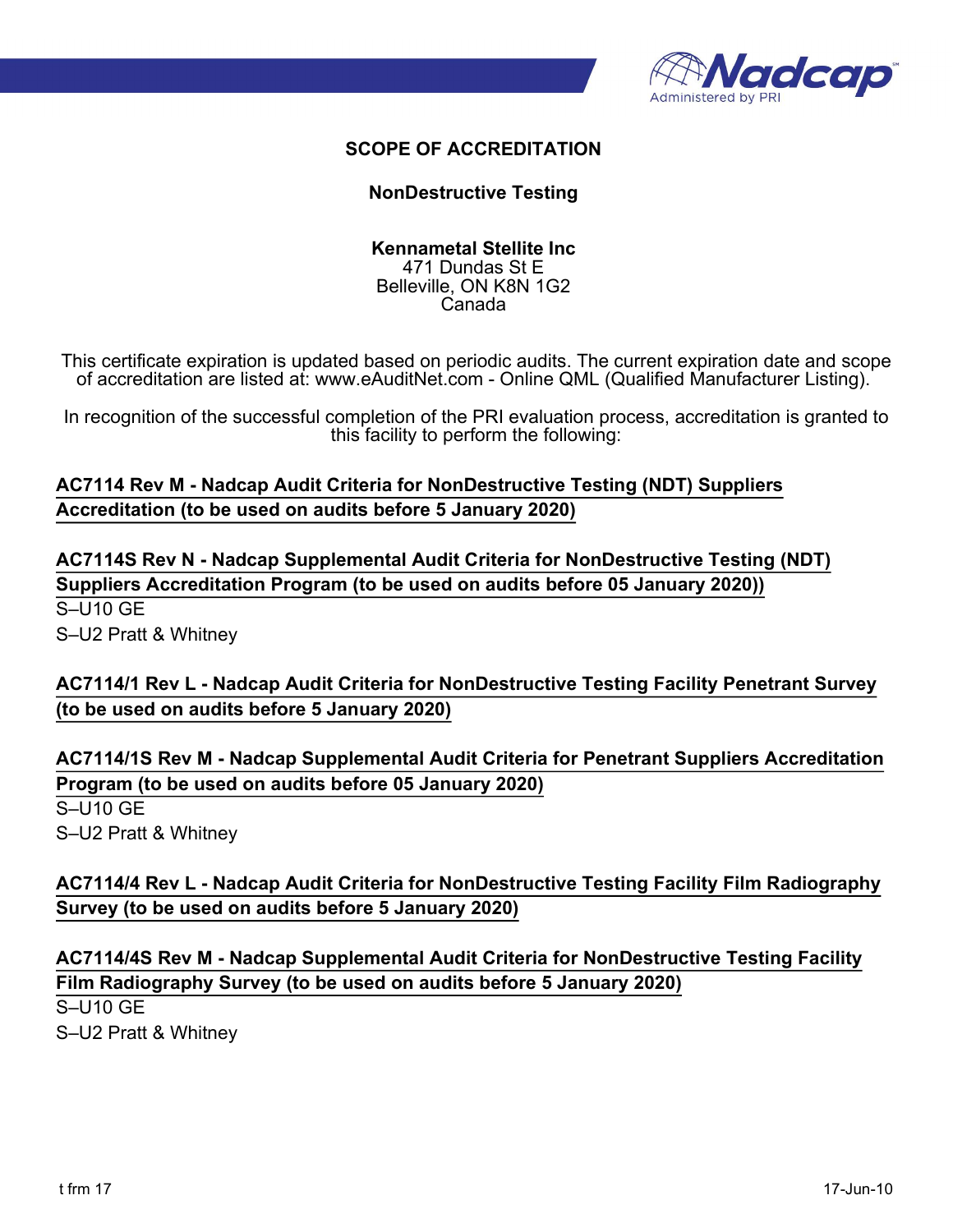## SCOPE OF ACCREDITATION

### NonDestructive Testing

**Kennametal Stellite Inc**
471 Dundas St E
Belleville, ON K8N 1G2
Canada

This certificate expiration is updated based on periodic audits. The current expiration date and scope of accreditation are listed at: www.eAuditNet.com - Online QML (Qualified Manufacturer Listing).

In recognition of the successful completion of the PRI evaluation process, accreditation is granted to this facility to perform the following:

**AC7114 Rev M - Nadcap Audit Criteria for NonDestructive Testing (NDT) Suppliers Accreditation (to be used on audits before 5 January 2020)**

**AC7114S Rev N - Nadcap Supplemental Audit Criteria for NonDestructive Testing (NDT) Suppliers Accreditation Program (to be used on audits before 05 January 2020))**

S–U10 GE
S–U2 Pratt & Whitney

**AC7114/1 Rev L - Nadcap Audit Criteria for NonDestructive Testing Facility Penetrant Survey (to be used on audits before 5 January 2020)**

**AC7114/1S Rev M - Nadcap Supplemental Audit Criteria for Penetrant Suppliers Accreditation Program (to be used on audits before 05 January 2020)**

S–U10 GE
S–U2 Pratt & Whitney

**AC7114/4 Rev L - Nadcap Audit Criteria for NonDestructive Testing Facility Film Radiography Survey (to be used on audits before 5 January 2020)**

**AC7114/4S Rev M - Nadcap Supplemental Audit Criteria for NonDestructive Testing Facility Film Radiography Survey (to be used on audits before 5 January 2020)**

S–U10 GE
S–U2 Pratt & Whitney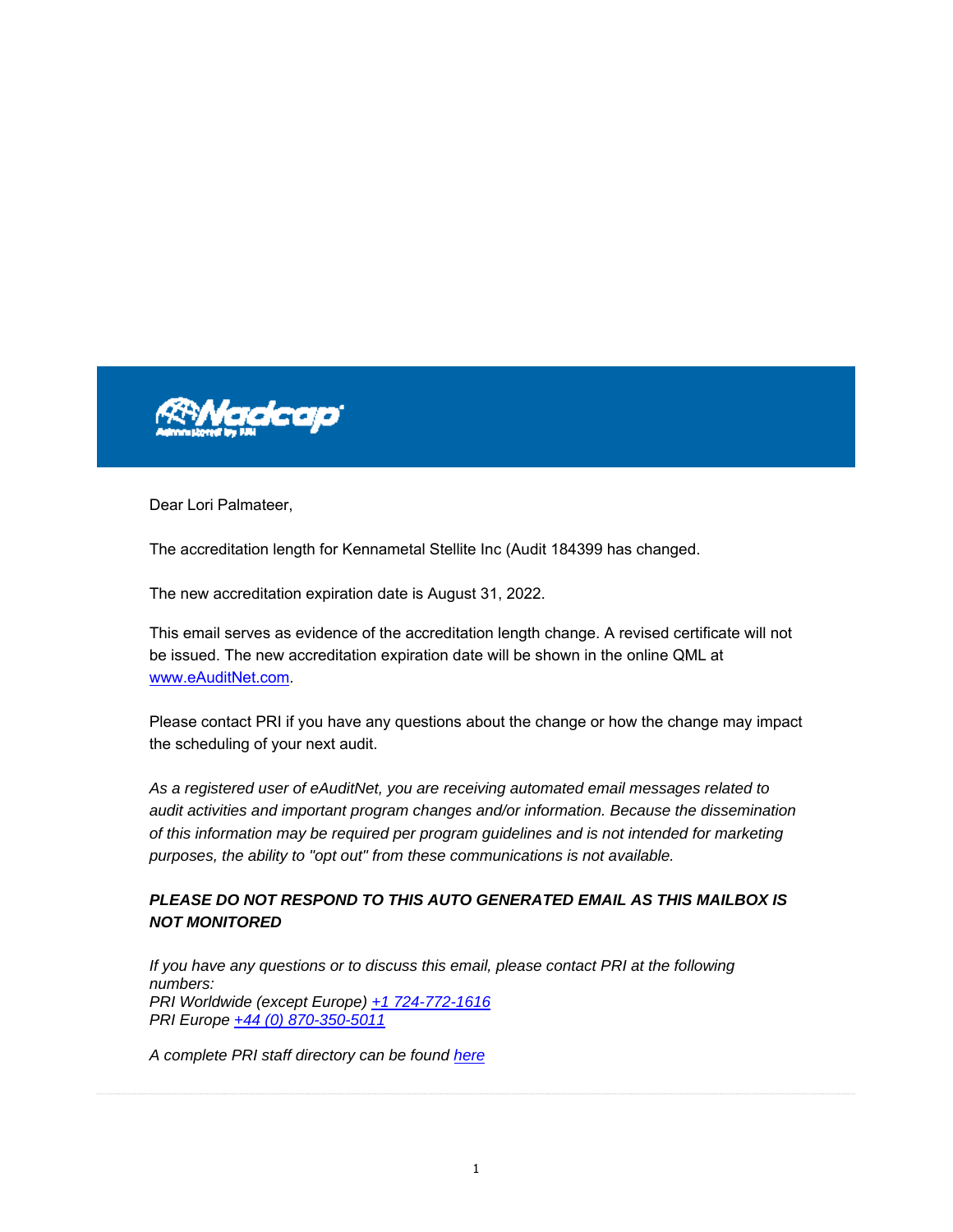Dear Lori Palmateer,

The accreditation length for Kennametal Stellite Inc (Audit 184399 has changed.

The new accreditation expiration date is August 31, 2022.

This email serves as evidence of the accreditation length change. A revised certificate will not be issued. The new accreditation expiration date will be shown in the online QML at www.eAuditNet.com.

Please contact PRI if you have any questions about the change or how the change may impact the scheduling of your next audit.

*As a registered user of eAuditNet, you are receiving automated email messages related to audit activities and important program changes and/or information. Because the dissemination of this information may be required per program guidelines and is not intended for marketing purposes, the ability to "opt out" from these communications is not available.*

***PLEASE DO NOT RESPOND TO THIS AUTO GENERATED EMAIL AS THIS MAILBOX IS NOT MONITORED***

*If you have any questions or to discuss this email, please contact PRI at the following numbers:*
*PRI Worldwide (except Europe) +1 724-772-1616*
*PRI Europe +44 (0) 870-350-5011*

*A complete PRI staff directory can be found here*